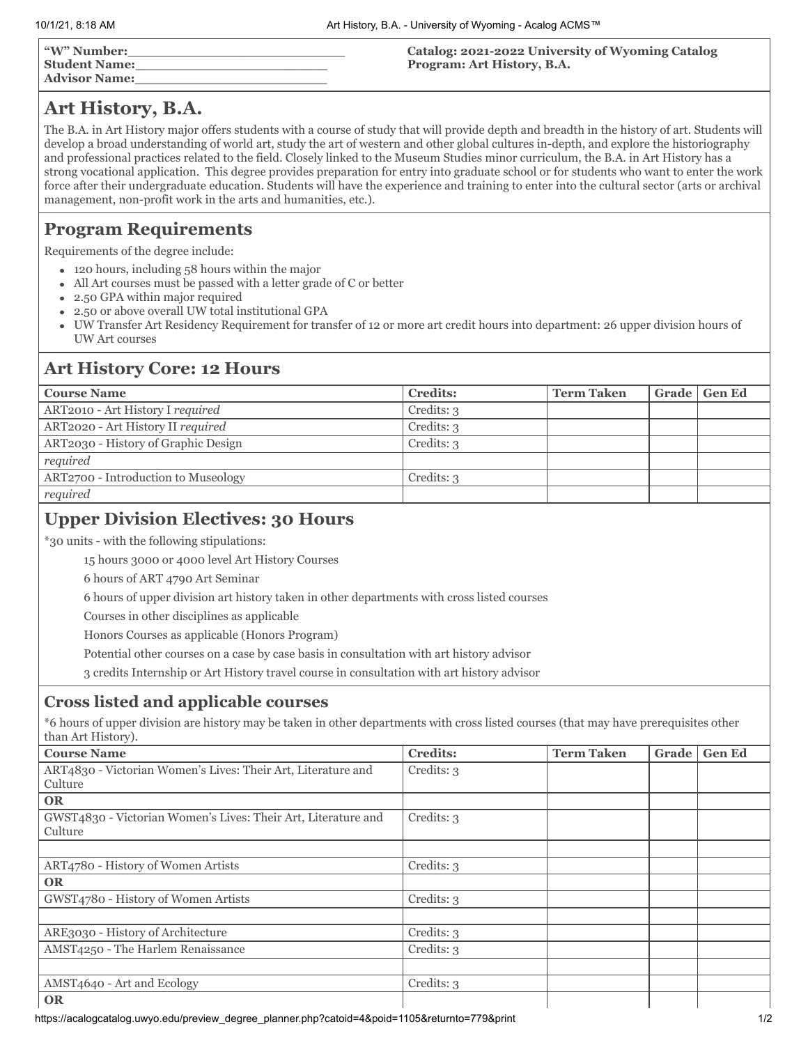**"W" Number:**\_\_\_\_\_\_\_\_\_\_\_\_\_\_\_\_\_\_\_\_\_\_\_\_\_\_
**Student Name:**\_\_\_\_\_\_\_\_\_\_\_\_\_\_\_\_\_\_\_\_\_\_\_\_
**Advisor Name:**\_\_\_\_\_\_\_\_\_\_\_\_\_\_\_\_\_\_\_\_\_\_\_\_

**Catalog: 2021-2022 University of Wyoming Catalog**
**Program: Art History, B.A.**

# Art History, B.A.

The B.A. in Art History major offers students with a course of study that will provide depth and breadth in the history of art. Students will develop a broad understanding of world art, study the art of western and other global cultures in-depth, and explore the historiography and professional practices related to the field. Closely linked to the Museum Studies minor curriculum, the B.A. in Art History has a strong vocational application. This degree provides preparation for entry into graduate school or for students who want to enter the work force after their undergraduate education. Students will have the experience and training to enter into the cultural sector (arts or archival management, non-profit work in the arts and humanities, etc.).

## Program Requirements

Requirements of the degree include:

- 120 hours, including 58 hours within the major
- All Art courses must be passed with a letter grade of C or better
- 2.50 GPA within major required
- 2.50 or above overall UW total institutional GPA
- UW Transfer Art Residency Requirement for transfer of 12 or more art credit hours into department: 26 upper division hours of UW Art courses

## Art History Core: 12 Hours

| Course Name | Credits: | Term Taken | Grade | Gen Ed |
|---|---|---|---|---|
| ART2010 - Art History I *required* | Credits: 3 | | | |
| ART2020 - Art History II *required* | Credits: 3 | | | |
| ART2030 - History of Graphic Design | Credits: 3 | | | |
| *required* | | | | |
| ART2700 - Introduction to Museology | Credits: 3 | | | |
| *required* | | | | |

## Upper Division Electives: 30 Hours

*30 units - with the following stipulations:

15 hours 3000 or 4000 level Art History Courses

6 hours of ART 4790 Art Seminar

6 hours of upper division art history taken in other departments with cross listed courses

Courses in other disciplines as applicable

Honors Courses as applicable (Honors Program)

Potential other courses on a case by case basis in consultation with art history advisor

3 credits Internship or Art History travel course in consultation with art history advisor

### Cross listed and applicable courses

*6 hours of upper division are history may be taken in other departments with cross listed courses (that may have prerequisites other than Art History).

| Course Name | Credits: | Term Taken | Grade | Gen Ed |
|---|---|---|---|---|
| ART4830 - Victorian Women's Lives: Their Art, Literature and Culture | Credits: 3 | | | |
| **OR** | | | | |
| GWST4830 - Victorian Women's Lives: Their Art, Literature and Culture | Credits: 3 | | | |
| | | | | |
| ART4780 - History of Women Artists | Credits: 3 | | | |
| **OR** | | | | |
| GWST4780 - History of Women Artists | Credits: 3 | | | |
| | | | | |
| ARE3030 - History of Architecture | Credits: 3 | | | |
| AMST4250 - The Harlem Renaissance | Credits: 3 | | | |
| | | | | |
| AMST4640 - Art and Ecology | Credits: 3 | | | |
| **OR** | | | | |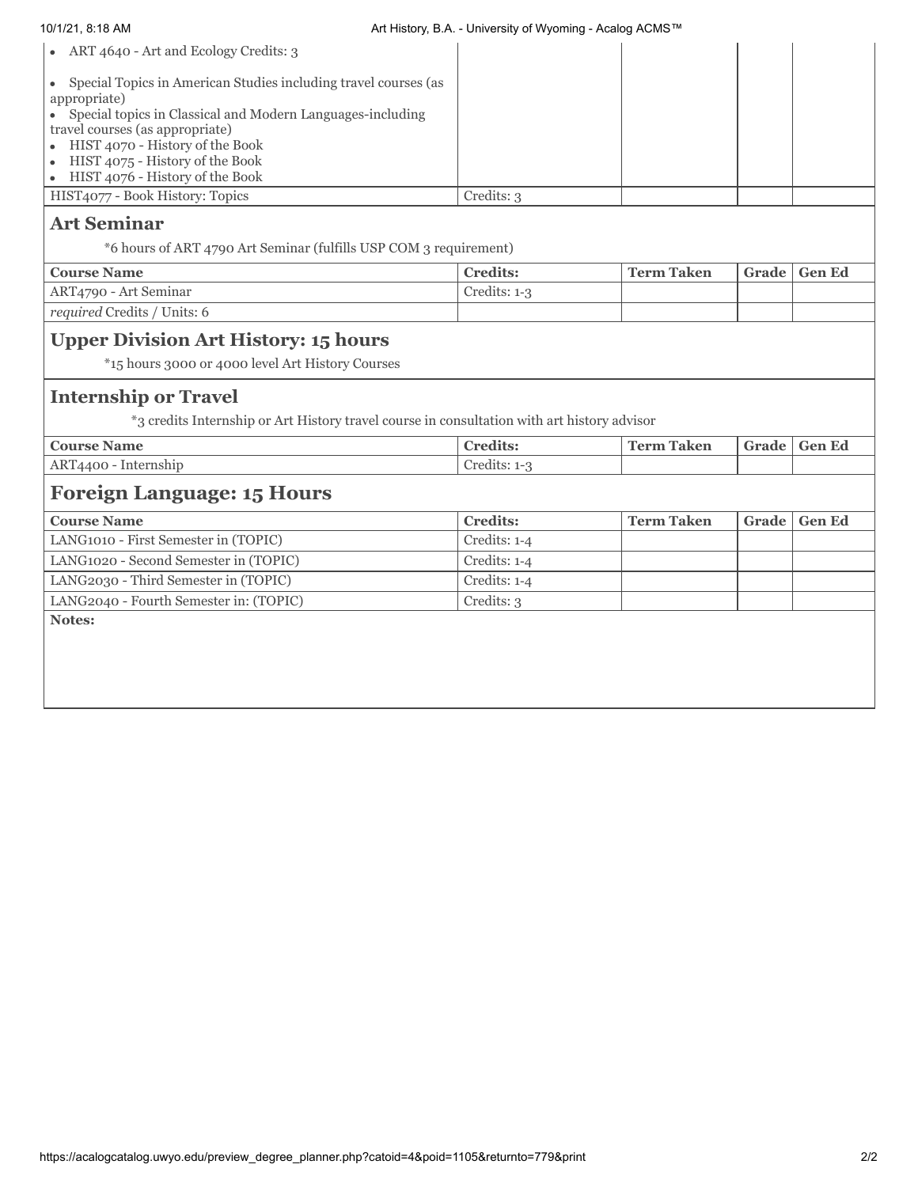- ART 4640 - Art and Ecology Credits: 3
- Special Topics in American Studies including travel courses (as appropriate)
- Special topics in Classical and Modern Languages-including travel courses (as appropriate)
- HIST 4070 - History of the Book
- HIST 4075 - History of the Book
- HIST 4076 - History of the Book

| | | | | |
|---|---|---|---|---|
| HIST4077 - Book History: Topics | Credits: 3 | | | |

## Art Seminar

*6 hours of ART 4790 Art Seminar (fulfills USP COM 3 requirement)

| Course Name | Credits: | Term Taken | Grade | Gen Ed |
|---|---|---|---|---|
| ART4790 - Art Seminar | Credits: 1-3 | | | |
| *required* Credits / Units: 6 | | | | |

## Upper Division Art History: 15 hours

*15 hours 3000 or 4000 level Art History Courses

## Internship or Travel

*3 credits Internship or Art History travel course in consultation with art history advisor

| Course Name | Credits: | Term Taken | Grade | Gen Ed |
|---|---|---|---|---|
| ART4400 - Internship | Credits: 1-3 | | | |

## Foreign Language: 15 Hours

| Course Name | Credits: | Term Taken | Grade | Gen Ed |
|---|---|---|---|---|
| LANG1010 - First Semester in (TOPIC) | Credits: 1-4 | | | |
| LANG1020 - Second Semester in (TOPIC) | Credits: 1-4 | | | |
| LANG2030 - Third Semester in (TOPIC) | Credits: 1-4 | | | |
| LANG2040 - Fourth Semester in: (TOPIC) | Credits: 3 | | | |

**Notes:**